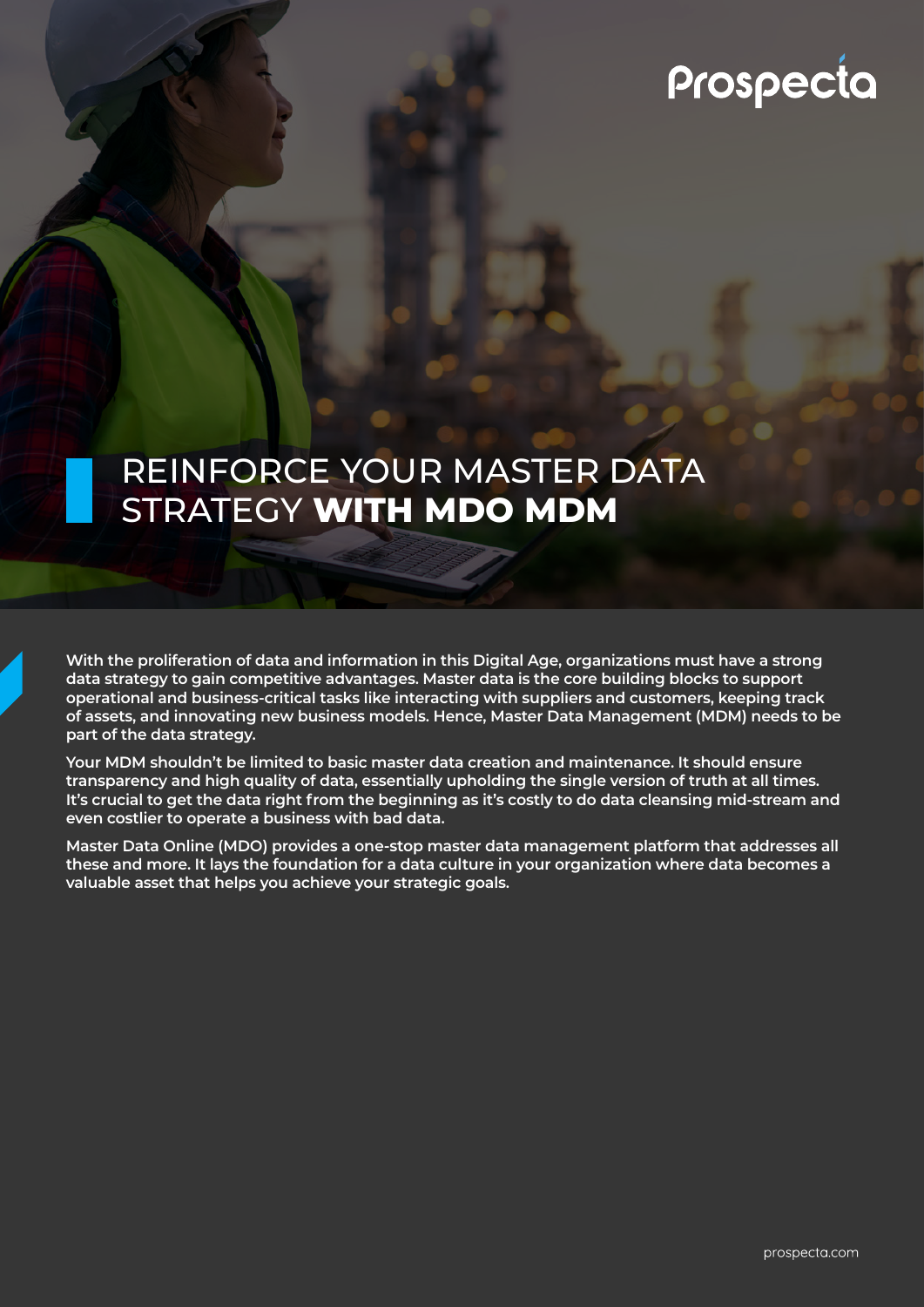# REINFORCE YOUR MASTER DATA STRATEGY **WITH MDO MDM**

**With the proliferation of data and information in this Digital Age, organizations must have a strong data strategy to gain competitive advantages. Master data is the core building blocks to support operational and business-critical tasks like interacting with suppliers and customers, keeping track of assets, and innovating new business models. Hence, Master Data Management (MDM) needs to be part of the data strategy.**

**Your MDM shouldn't be limited to basic master data creation and maintenance. It should ensure transparency and high quality of data, essentially upholding the single version of truth at all times. It's crucial to get the data right from the beginning as it's costly to do data cleansing mid-stream and even costlier to operate a business with bad data.**

**Master Data Online (MDO) provides a one-stop master data management platform that addresses all these and more. It lays the foundation for a data culture in your organization where data becomes a valuable asset that helps you achieve your strategic goals.**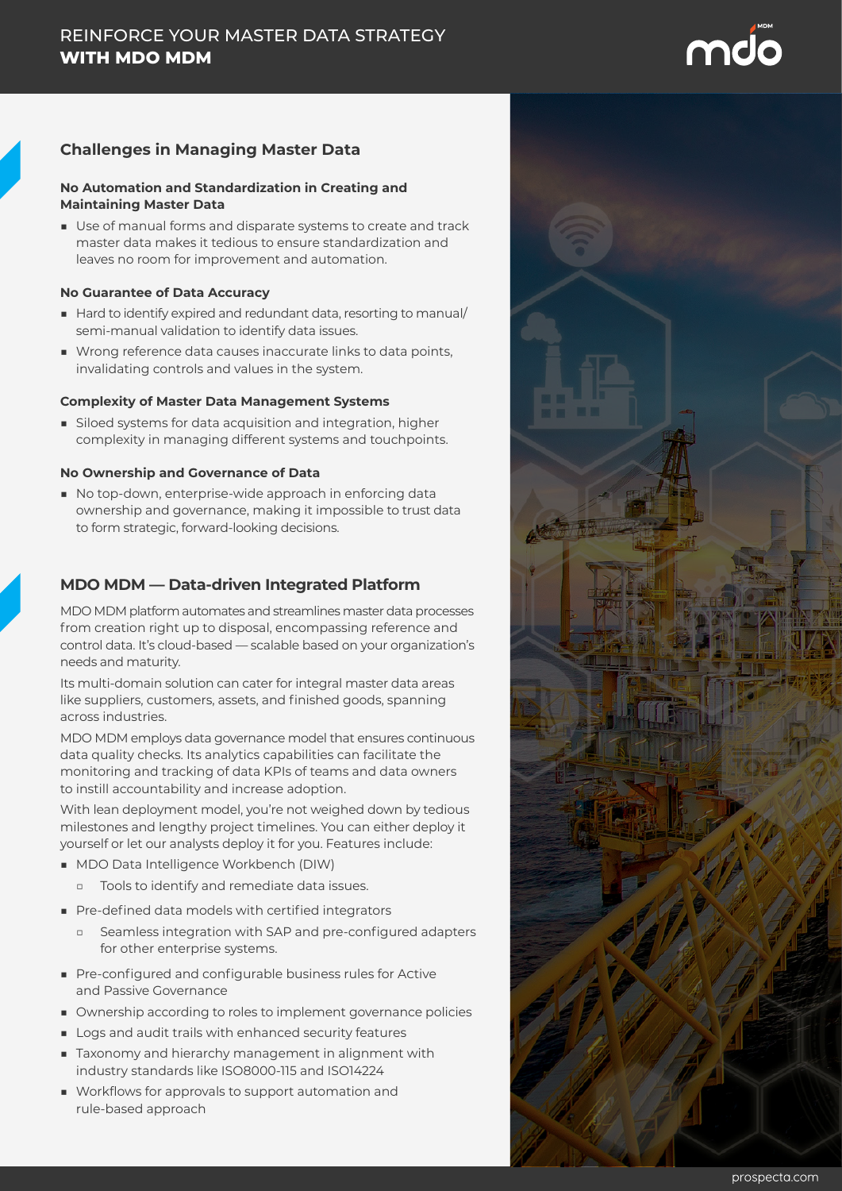# REINFORCE YOUR MASTER DATA STRATEGY **WITH MDO MDM**

## Challenges in Managing Master Data

### No Automation and Standardization in Creating and Maintaining Master Data

- Use of manual forms and disparate systems to create and track master data makes it tedious to ensure standardization and leaves no room for improvement and automation.

### No Guarantee of Data Accuracy

- Hard to identify expired and redundant data, resorting to manual/semi-manual validation to identify data issues.
- Wrong reference data causes inaccurate links to data points, invalidating controls and values in the system.

### Complexity of Master Data Management Systems

- Siloed systems for data acquisition and integration, higher complexity in managing different systems and touchpoints.

### No Ownership and Governance of Data

- No top-down, enterprise-wide approach in enforcing data ownership and governance, making it impossible to trust data to form strategic, forward-looking decisions.

## MDO MDM — Data-driven Integrated Platform

MDO MDM platform automates and streamlines master data processes from creation right up to disposal, encompassing reference and control data. It's cloud-based — scalable based on your organization's needs and maturity.

Its multi-domain solution can cater for integral master data areas like suppliers, customers, assets, and finished goods, spanning across industries.

MDO MDM employs data governance model that ensures continuous data quality checks. Its analytics capabilities can facilitate the monitoring and tracking of data KPIs of teams and data owners to instill accountability and increase adoption.

With lean deployment model, you're not weighed down by tedious milestones and lengthy project timelines. You can either deploy it yourself or let our analysts deploy it for you. Features include:

- MDO Data Intelligence Workbench (DIW)
  - Tools to identify and remediate data issues.
- Pre-defined data models with certified integrators
  - Seamless integration with SAP and pre-configured adapters for other enterprise systems.
- Pre-configured and configurable business rules for Active and Passive Governance
- Ownership according to roles to implement governance policies
- Logs and audit trails with enhanced security features
- Taxonomy and hierarchy management in alignment with industry standards like ISO8000-115 and ISO14224
- Workflows for approvals to support automation and rule-based approach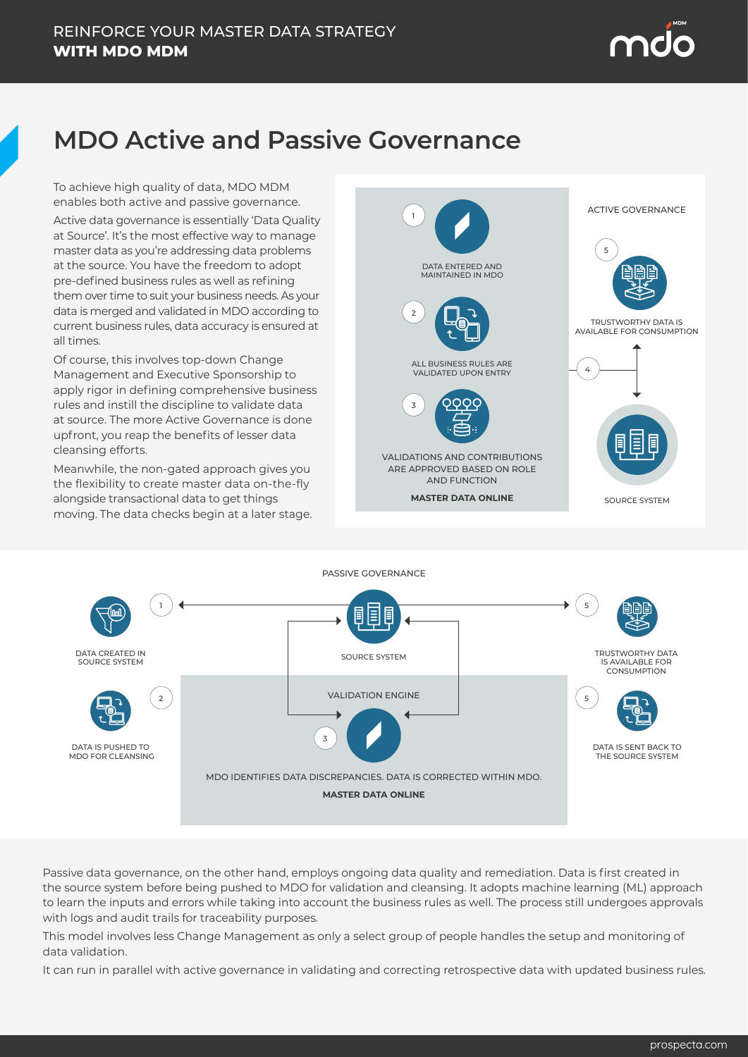# MDO Active and Passive Governance

To achieve high quality of data, MDO MDM enables both active and passive governance.

Active data governance is essentially 'Data Quality at Source'. It's the most effective way to manage master data as you're addressing data problems at the source. You have the freedom to adopt pre-defined business rules as well as refining them over time to suit your business needs. As your data is merged and validated in MDO according to current business rules, data accuracy is ensured at all times.

Of course, this involves top-down Change Management and Executive Sponsorship to apply rigor in defining comprehensive business rules and instill the discipline to validate data at source. The more Active Governance is done upfront, you reap the benefits of lesser data cleansing efforts.

Meanwhile, the non-gated approach gives you the flexibility to create master data on-the-fly alongside transactional data to get things moving. The data checks begin at a later stage.

ACTIVE GOVERNANCE

**MASTER DATA ONLINE**

1. DATA ENTERED AND MAINTAINED IN MDO
2. ALL BUSINESS RULES ARE VALIDATED UPON ENTRY
3. VALIDATIONS AND CONTRIBUTIONS ARE APPROVED BASED ON ROLE AND FUNCTION
4. SOURCE SYSTEM
5. TRUSTWORTHY DATA IS AVAILABLE FOR CONSUMPTION

PASSIVE GOVERNANCE

1. DATA CREATED IN SOURCE SYSTEM
2. DATA IS PUSHED TO MDO FOR CLEANSING
3. VALIDATION ENGINE — MDO IDENTIFIES DATA DISCREPANCIES. DATA IS CORRECTED WITHIN MDO.
5. TRUSTWORTHY DATA IS AVAILABLE FOR CONSUMPTION
5. DATA IS SENT BACK TO THE SOURCE SYSTEM

SOURCE SYSTEM

**MASTER DATA ONLINE**

Passive data governance, on the other hand, employs ongoing data quality and remediation. Data is first created in the source system before being pushed to MDO for validation and cleansing. It adopts machine learning (ML) approach to learn the inputs and errors while taking into account the business rules as well. The process still undergoes approvals with logs and audit trails for traceability purposes.

This model involves less Change Management as only a select group of people handles the setup and monitoring of data validation.

It can run in parallel with active governance in validating and correcting retrospective data with updated business rules.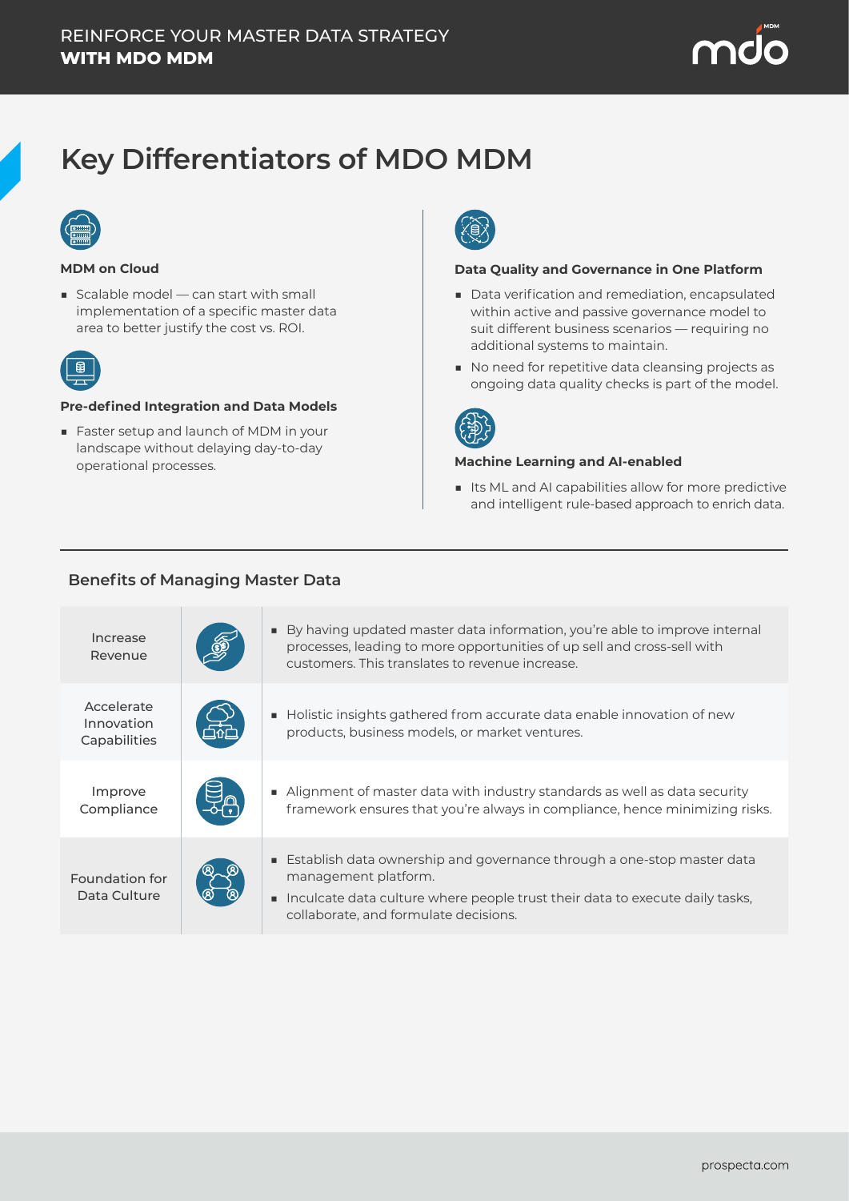REINFORCE YOUR MASTER DATA STRATEGY
**WITH MDO MDM**

# Key Differentiators of MDO MDM

**MDM on Cloud**

- Scalable model — can start with small implementation of a specific master data area to better justify the cost vs. ROI.

**Pre-defined Integration and Data Models**

- Faster setup and launch of MDM in your landscape without delaying day-to-day operational processes.

**Data Quality and Governance in One Platform**

- Data verification and remediation, encapsulated within active and passive governance model to suit different business scenarios — requiring no additional systems to maintain.
- No need for repetitive data cleansing projects as ongoing data quality checks is part of the model.

**Machine Learning and AI-enabled**

- Its ML and AI capabilities allow for more predictive and intelligent rule-based approach to enrich data.

## Benefits of Managing Master Data

| | |
|---|---|
| Increase Revenue | By having updated master data information, you're able to improve internal processes, leading to more opportunities of up sell and cross-sell with customers. This translates to revenue increase. |
| Accelerate Innovation Capabilities | Holistic insights gathered from accurate data enable innovation of new products, business models, or market ventures. |
| Improve Compliance | Alignment of master data with industry standards as well as data security framework ensures that you're always in compliance, hence minimizing risks. |
| Foundation for Data Culture | Establish data ownership and governance through a one-stop master data management platform.<br>Inculcate data culture where people trust their data to execute daily tasks, collaborate, and formulate decisions. |

prospecta.com